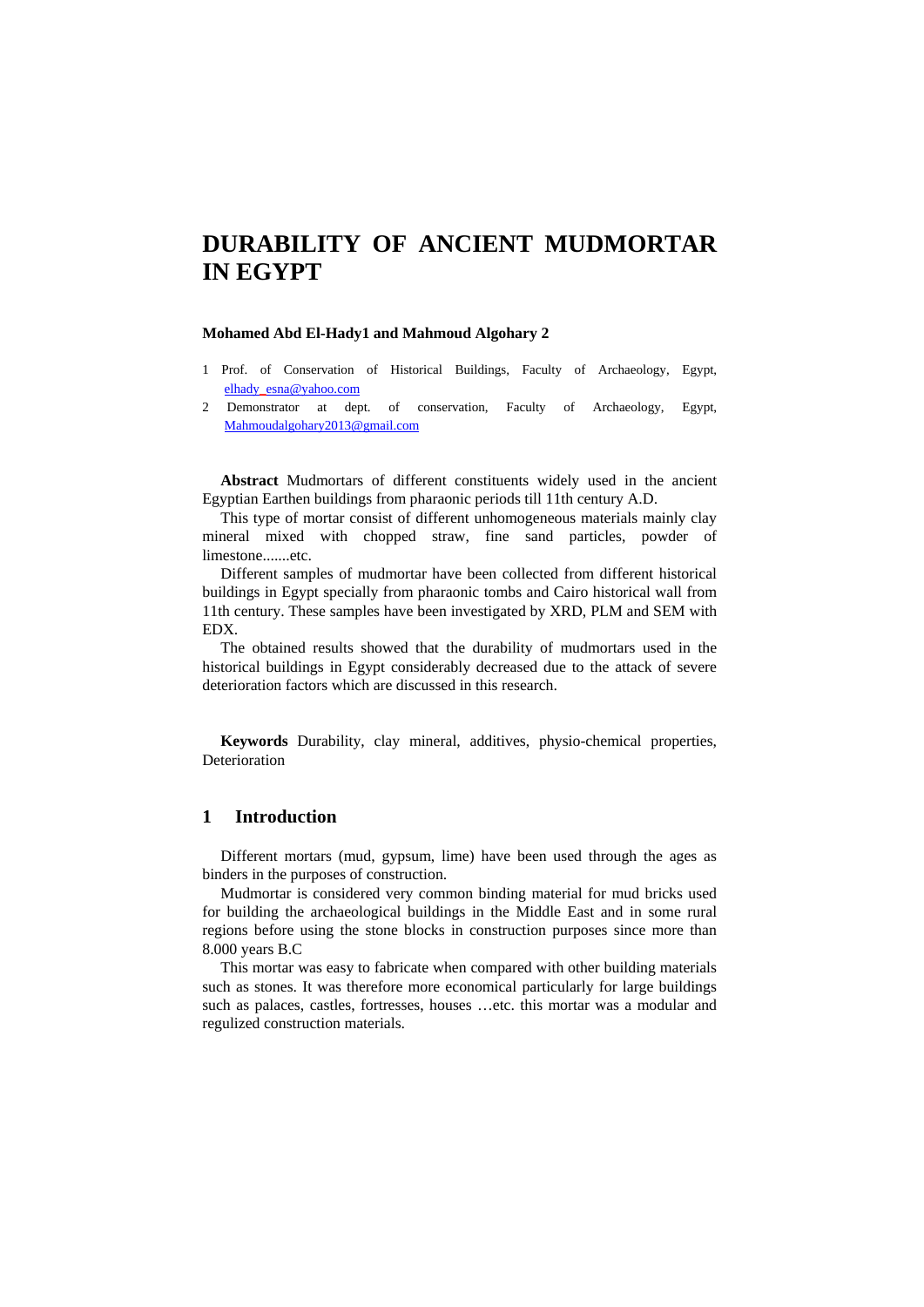# DURABILITY OF ANCIENT MUDMORTAR IN EGYPT

**Mohamed Abd El-Hady1 and Mahmoud Algohary 2**

1 Prof. of Conservation of Historical Buildings, Faculty of Archaeology, Egypt, elhady_esna@yahoo.com

2 Demonstrator at dept. of conservation, Faculty of Archaeology, Egypt, Mahmoudalgohary2013@gmail.com

**Abstract** Mudmortars of different constituents widely used in the ancient Egyptian Earthen buildings from pharaonic periods till 11th century A.D.

This type of mortar consist of different unhomogeneous materials mainly clay mineral mixed with chopped straw, fine sand particles, powder of limestone.......etc.

Different samples of mudmortar have been collected from different historical buildings in Egypt specially from pharaonic tombs and Cairo historical wall from 11th century. These samples have been investigated by XRD, PLM and SEM with EDX.

The obtained results showed that the durability of mudmortars used in the historical buildings in Egypt considerably decreased due to the attack of severe deterioration factors which are discussed in this research.

**Keywords** Durability, clay mineral, additives, physio-chemical properties, Deterioration

## 1 Introduction

Different mortars (mud, gypsum, lime) have been used through the ages as binders in the purposes of construction.

Mudmortar is considered very common binding material for mud bricks used for building the archaeological buildings in the Middle East and in some rural regions before using the stone blocks in construction purposes since more than 8.000 years B.C

This mortar was easy to fabricate when compared with other building materials such as stones. It was therefore more economical particularly for large buildings such as palaces, castles, fortresses, houses …etc. this mortar was a modular and regulized construction materials.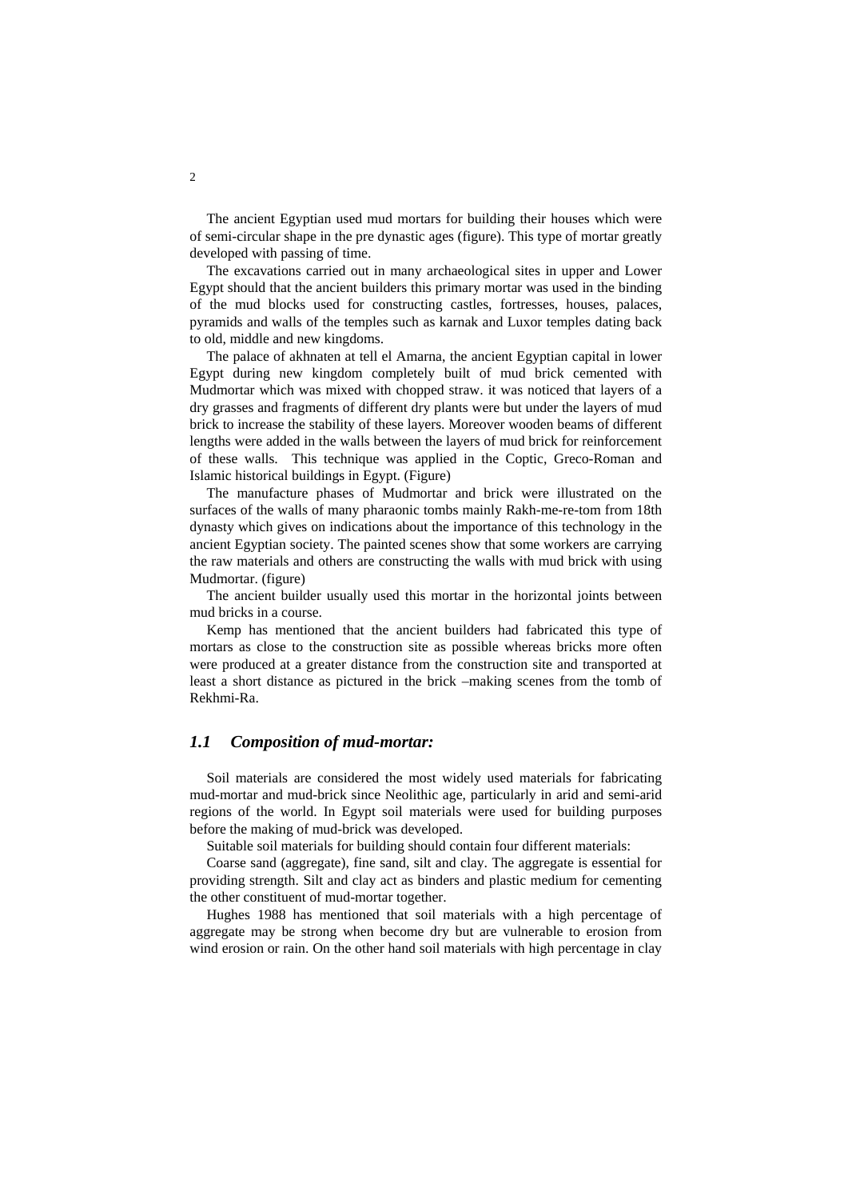The ancient Egyptian used mud mortars for building their houses which were of semi-circular shape in the pre dynastic ages (figure). This type of mortar greatly developed with passing of time.

The excavations carried out in many archaeological sites in upper and Lower Egypt should that the ancient builders this primary mortar was used in the binding of the mud blocks used for constructing castles, fortresses, houses, palaces, pyramids and walls of the temples such as karnak and Luxor temples dating back to old, middle and new kingdoms.

The palace of akhnaten at tell el Amarna, the ancient Egyptian capital in lower Egypt during new kingdom completely built of mud brick cemented with Mudmortar which was mixed with chopped straw. it was noticed that layers of a dry grasses and fragments of different dry plants were but under the layers of mud brick to increase the stability of these layers. Moreover wooden beams of different lengths were added in the walls between the layers of mud brick for reinforcement of these walls. This technique was applied in the Coptic, Greco-Roman and Islamic historical buildings in Egypt. (Figure)

The manufacture phases of Mudmortar and brick were illustrated on the surfaces of the walls of many pharaonic tombs mainly Rakh-me-re-tom from 18th dynasty which gives on indications about the importance of this technology in the ancient Egyptian society. The painted scenes show that some workers are carrying the raw materials and others are constructing the walls with mud brick with using Mudmortar. (figure)

The ancient builder usually used this mortar in the horizontal joints between mud bricks in a course.

Kemp has mentioned that the ancient builders had fabricated this type of mortars as close to the construction site as possible whereas bricks more often were produced at a greater distance from the construction site and transported at least a short distance as pictured in the brick –making scenes from the tomb of Rekhmi-Ra.

## *1.1 Composition of mud-mortar:*

Soil materials are considered the most widely used materials for fabricating mud-mortar and mud-brick since Neolithic age, particularly in arid and semi-arid regions of the world. In Egypt soil materials were used for building purposes before the making of mud-brick was developed.

Suitable soil materials for building should contain four different materials:

Coarse sand (aggregate), fine sand, silt and clay. The aggregate is essential for providing strength. Silt and clay act as binders and plastic medium for cementing the other constituent of mud-mortar together.

Hughes 1988 has mentioned that soil materials with a high percentage of aggregate may be strong when become dry but are vulnerable to erosion from wind erosion or rain. On the other hand soil materials with high percentage in clay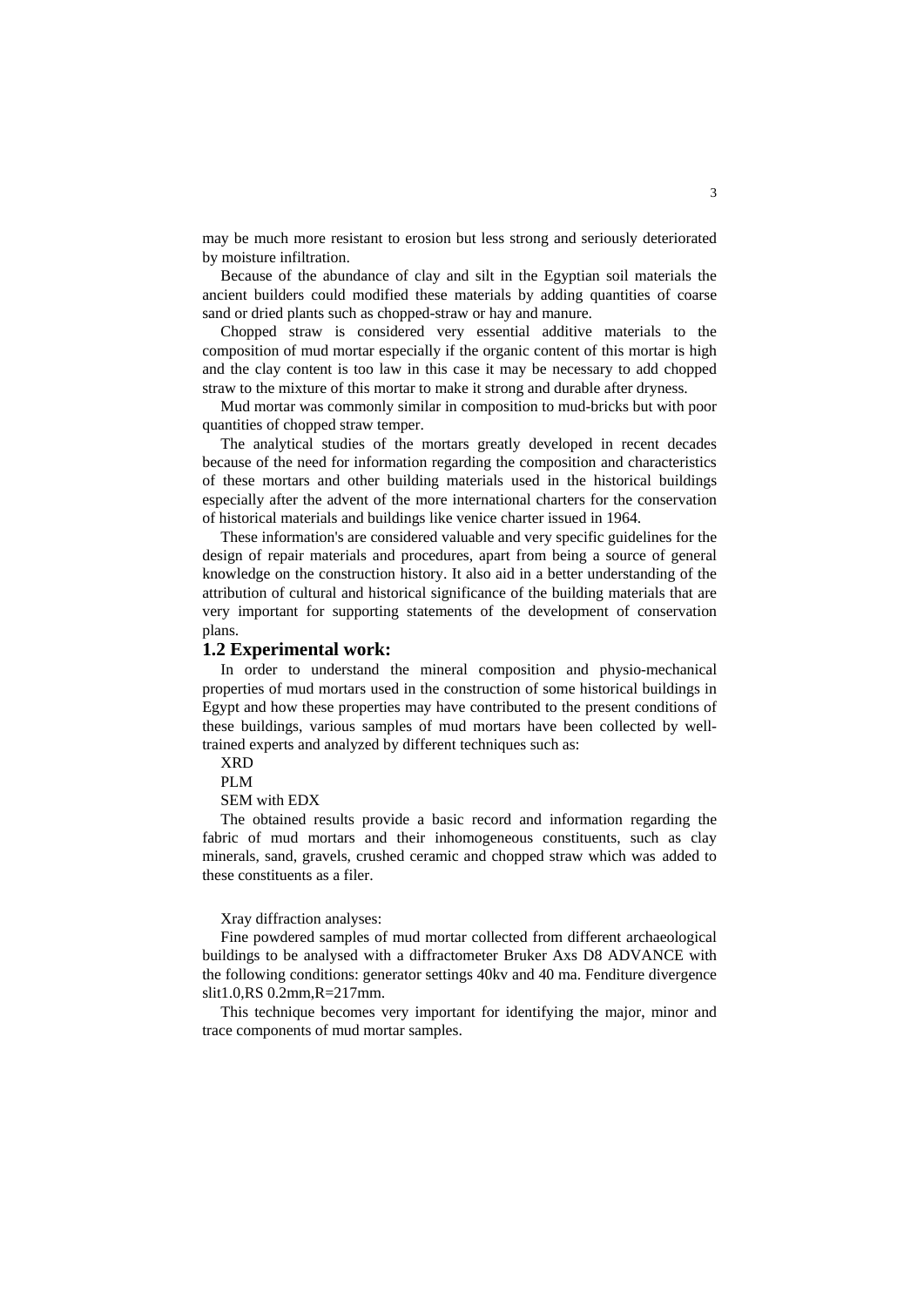may be much more resistant to erosion but less strong and seriously deteriorated by moisture infiltration.

Because of the abundance of clay and silt in the Egyptian soil materials the ancient builders could modified these materials by adding quantities of coarse sand or dried plants such as chopped-straw or hay and manure.

Chopped straw is considered very essential additive materials to the composition of mud mortar especially if the organic content of this mortar is high and the clay content is too law in this case it may be necessary to add chopped straw to the mixture of this mortar to make it strong and durable after dryness.

Mud mortar was commonly similar in composition to mud-bricks but with poor quantities of chopped straw temper.

The analytical studies of the mortars greatly developed in recent decades because of the need for information regarding the composition and characteristics of these mortars and other building materials used in the historical buildings especially after the advent of the more international charters for the conservation of historical materials and buildings like venice charter issued in 1964.

These information's are considered valuable and very specific guidelines for the design of repair materials and procedures, apart from being a source of general knowledge on the construction history. It also aid in a better understanding of the attribution of cultural and historical significance of the building materials that are very important for supporting statements of the development of conservation plans.

## 1.2 Experimental work:

In order to understand the mineral composition and physio-mechanical properties of mud mortars used in the construction of some historical buildings in Egypt and how these properties may have contributed to the present conditions of these buildings, various samples of mud mortars have been collected by well-trained experts and analyzed by different techniques such as:

XRD

PLM

SEM with EDX

The obtained results provide a basic record and information regarding the fabric of mud mortars and their inhomogeneous constituents, such as clay minerals, sand, gravels, crushed ceramic and chopped straw which was added to these constituents as a filer.

Xray diffraction analyses:

Fine powdered samples of mud mortar collected from different archaeological buildings to be analysed with a diffractometer Bruker Axs D8 ADVANCE with the following conditions: generator settings 40kv and 40 ma. Fenditure divergence slit1.0,RS 0.2mm,R=217mm.

This technique becomes very important for identifying the major, minor and trace components of mud mortar samples.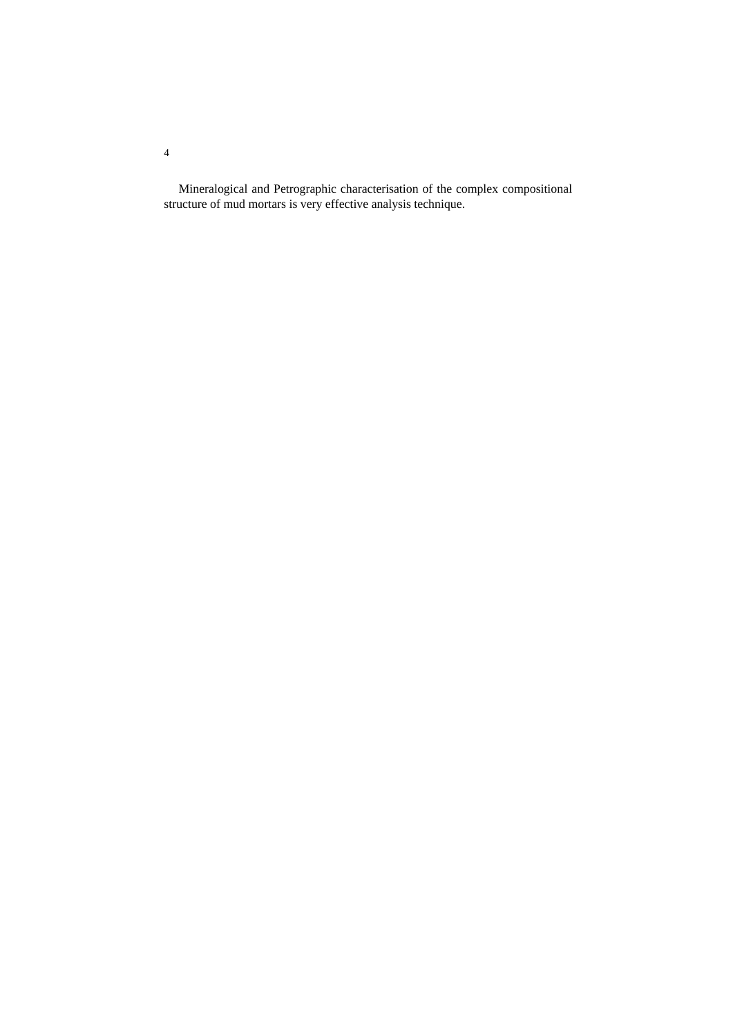Mineralogical and Petrographic characterisation of the complex compositional structure of mud mortars is very effective analysis technique.